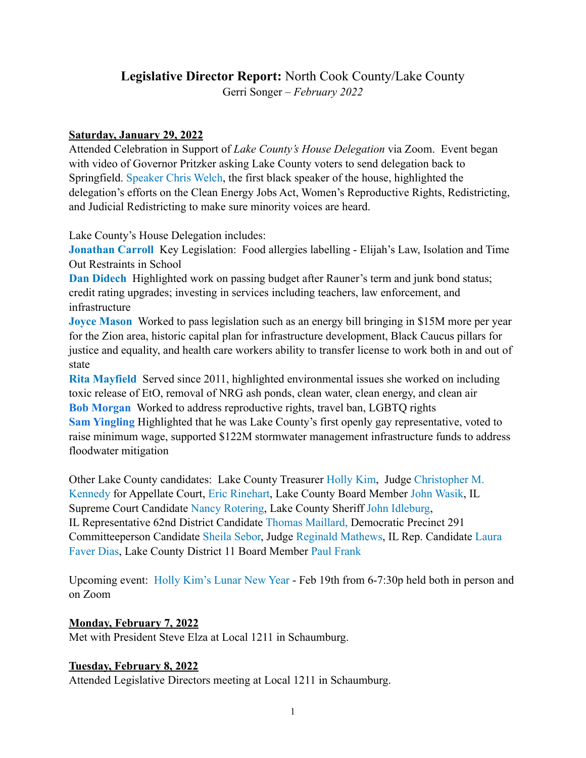# **Legislative Director Report:** North Cook County/Lake County

Gerri Songer – *February 2022*

**Saturday, January 29, 2022**

Attended Celebration in Support of *Lake County's House Delegation* via Zoom. Event began with video of Governor Pritzker asking Lake County voters to send delegation back to Springfield. Speaker Chris Welch, the first black speaker of the house, highlighted the delegation's efforts on the Clean Energy Jobs Act, Women's Reproductive Rights, Redistricting, and Judicial Redistricting to make sure minority voices are heard.

Lake County's House Delegation includes:

**Jonathan Carroll** Key Legislation: Food allergies labelling - Elijah's Law, Isolation and Time Out Restraints in School

**Dan Didech** Highlighted work on passing budget after Rauner's term and junk bond status; credit rating upgrades; investing in services including teachers, law enforcement, and infrastructure

**Joyce Mason** Worked to pass legislation such as an energy bill bringing in $15M more per year for the Zion area, historic capital plan for infrastructure development, Black Caucus pillars for justice and equality, and health care workers ability to transfer license to work both in and out of state

**Rita Mayfield** Served since 2011, highlighted environmental issues she worked on including toxic release of EtO, removal of NRG ash ponds, clean water, clean energy, and clean air

**Bob Morgan** Worked to address reproductive rights, travel ban, LGBTQ rights

**Sam Yingling** Highlighted that he was Lake County's first openly gay representative, voted to raise minimum wage, supported $122M stormwater management infrastructure funds to address floodwater mitigation

Other Lake County candidates: Lake County Treasurer Holly Kim, Judge Christopher M. Kennedy for Appellate Court, Eric Rinehart, Lake County Board Member John Wasik, IL Supreme Court Candidate Nancy Rotering, Lake County Sheriff John Idleburg, IL Representative 62nd District Candidate Thomas Maillard, Democratic Precinct 291 Committeeperson Candidate Sheila Sebor, Judge Reginald Mathews, IL Rep. Candidate Laura Faver Dias, Lake County District 11 Board Member Paul Frank

Upcoming event: Holly Kim's Lunar New Year - Feb 19th from 6-7:30p held both in person and on Zoom

**Monday, February 7, 2022**

Met with President Steve Elza at Local 1211 in Schaumburg.

**Tuesday, February 8, 2022**

Attended Legislative Directors meeting at Local 1211 in Schaumburg.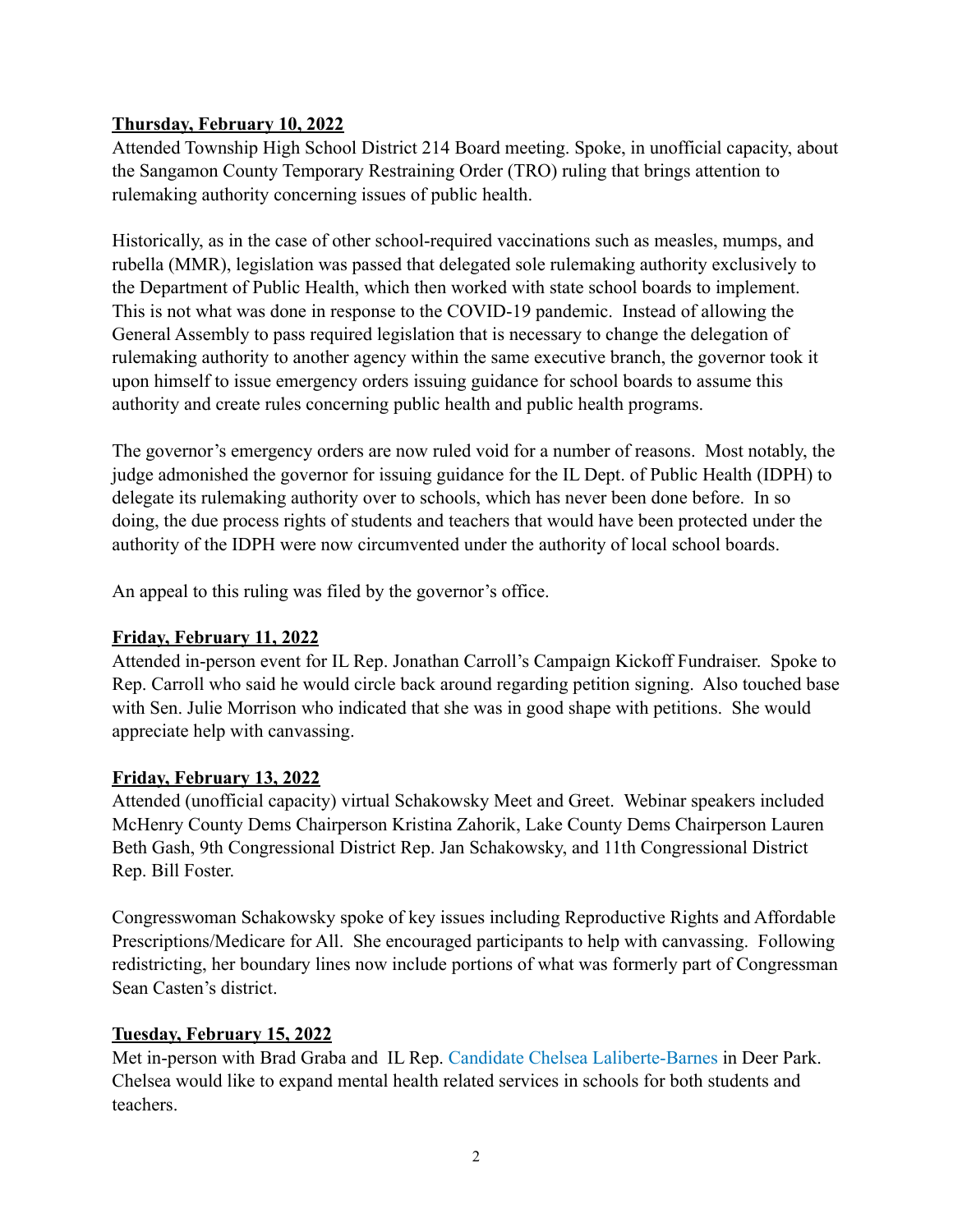**Thursday, February 10, 2022**

Attended Township High School District 214 Board meeting. Spoke, in unofficial capacity, about the Sangamon County Temporary Restraining Order (TRO) ruling that brings attention to rulemaking authority concerning issues of public health.

Historically, as in the case of other school-required vaccinations such as measles, mumps, and rubella (MMR), legislation was passed that delegated sole rulemaking authority exclusively to the Department of Public Health, which then worked with state school boards to implement. This is not what was done in response to the COVID-19 pandemic. Instead of allowing the General Assembly to pass required legislation that is necessary to change the delegation of rulemaking authority to another agency within the same executive branch, the governor took it upon himself to issue emergency orders issuing guidance for school boards to assume this authority and create rules concerning public health and public health programs.

The governor's emergency orders are now ruled void for a number of reasons. Most notably, the judge admonished the governor for issuing guidance for the IL Dept. of Public Health (IDPH) to delegate its rulemaking authority over to schools, which has never been done before. In so doing, the due process rights of students and teachers that would have been protected under the authority of the IDPH were now circumvented under the authority of local school boards.

An appeal to this ruling was filed by the governor's office.

**Friday, February 11, 2022**

Attended in-person event for IL Rep. Jonathan Carroll's Campaign Kickoff Fundraiser. Spoke to Rep. Carroll who said he would circle back around regarding petition signing. Also touched base with Sen. Julie Morrison who indicated that she was in good shape with petitions. She would appreciate help with canvassing.

**Friday, February 13, 2022**

Attended (unofficial capacity) virtual Schakowsky Meet and Greet. Webinar speakers included McHenry County Dems Chairperson Kristina Zahorik, Lake County Dems Chairperson Lauren Beth Gash, 9th Congressional District Rep. Jan Schakowsky, and 11th Congressional District Rep. Bill Foster.

Congresswoman Schakowsky spoke of key issues including Reproductive Rights and Affordable Prescriptions/Medicare for All. She encouraged participants to help with canvassing. Following redistricting, her boundary lines now include portions of what was formerly part of Congressman Sean Casten's district.

**Tuesday, February 15, 2022**

Met in-person with Brad Graba and IL Rep. Candidate Chelsea Laliberte-Barnes in Deer Park. Chelsea would like to expand mental health related services in schools for both students and teachers.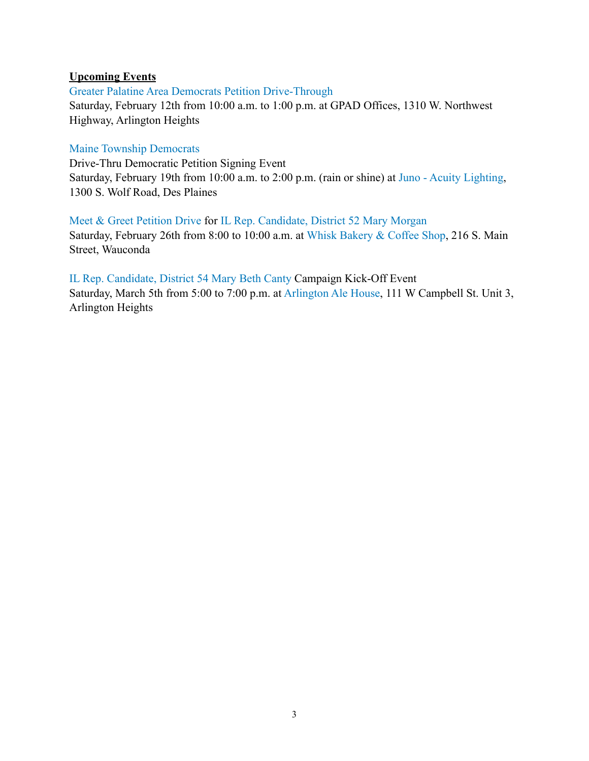**Upcoming Events**

Greater Palatine Area Democrats Petition Drive-Through
Saturday, February 12th from 10:00 a.m. to 1:00 p.m. at GPAD Offices, 1310 W. Northwest Highway, Arlington Heights

Maine Township Democrats
Drive-Thru Democratic Petition Signing Event
Saturday, February 19th from 10:00 a.m. to 2:00 p.m. (rain or shine) at Juno - Acuity Lighting, 1300 S. Wolf Road, Des Plaines

Meet & Greet Petition Drive for IL Rep. Candidate, District 52 Mary Morgan
Saturday, February 26th from 8:00 to 10:00 a.m. at Whisk Bakery & Coffee Shop, 216 S. Main Street, Wauconda

IL Rep. Candidate, District 54 Mary Beth Canty Campaign Kick-Off Event
Saturday, March 5th from 5:00 to 7:00 p.m. at Arlington Ale House, 111 W Campbell St. Unit 3, Arlington Heights